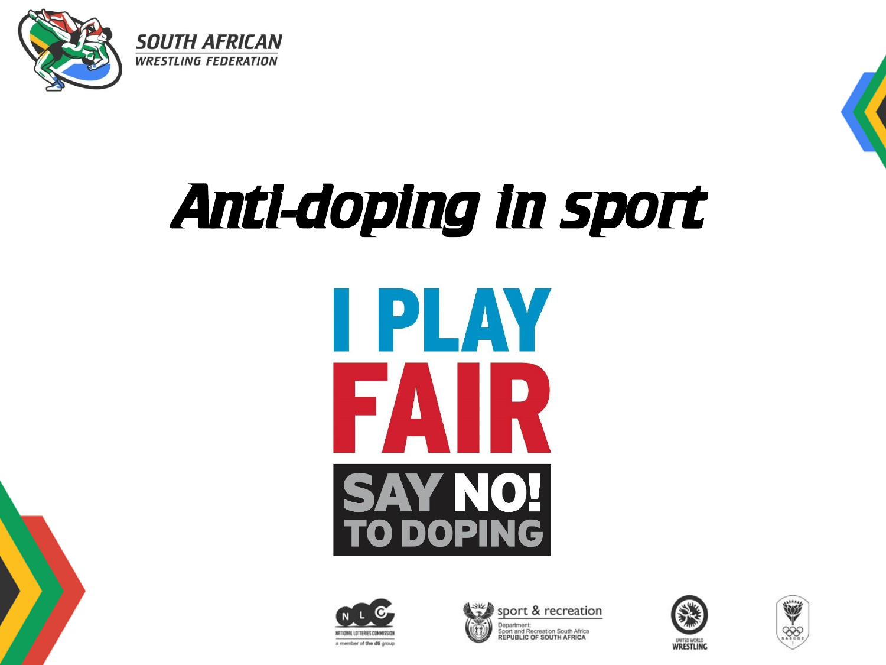SOUTH AFRICAN WRESTLING FEDERATION

# Anti-doping in sport

I PLAY FAIR

SAY NO! TO DOPING

NATIONAL LOTTERIES COMMISSION
a member of the dti group

sport & recreation
Department:
Sport and Recreation South Africa
REPUBLIC OF SOUTH AFRICA

UNITED WORLD WRESTLING

SASCOC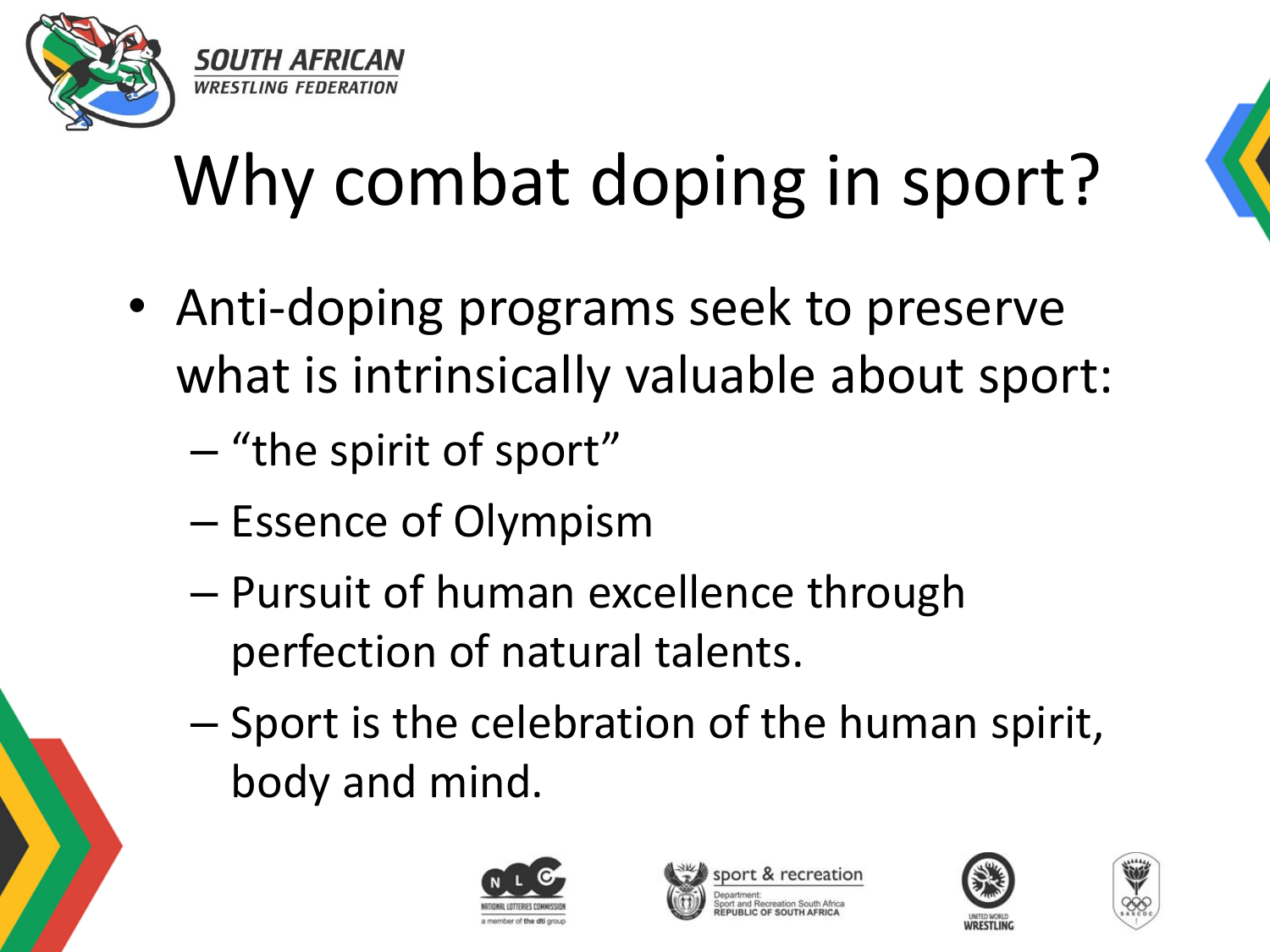# Why combat doping in sport?

- Anti-doping programs seek to preserve what is intrinsically valuable about sport:
  - "the spirit of sport"
  - Essence of Olympism
  - Pursuit of human excellence through perfection of natural talents.
  - Sport is the celebration of the human spirit, body and mind.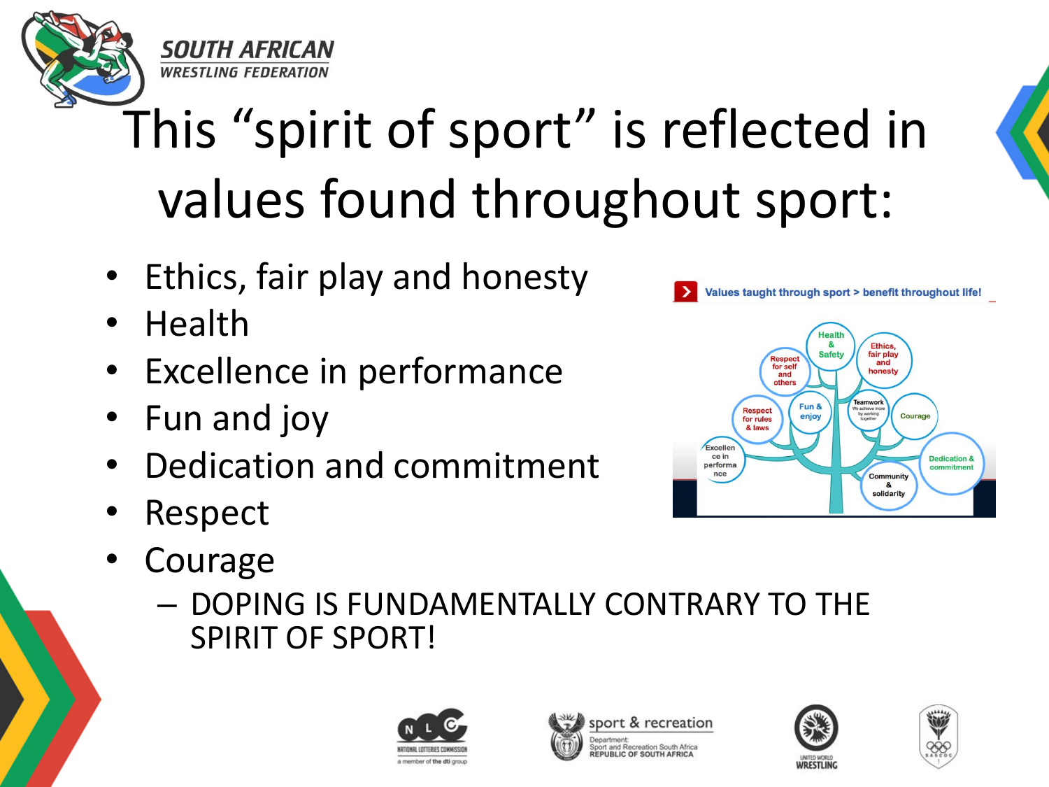# This "spirit of sport" is reflected in values found throughout sport:

- Ethics, fair play and honesty
- Health
- Excellence in performance
- Fun and joy
- Dedication and commitment
- Respect
- Courage
  - DOPING IS FUNDAMENTALLY CONTRARY TO THE SPIRIT OF SPORT!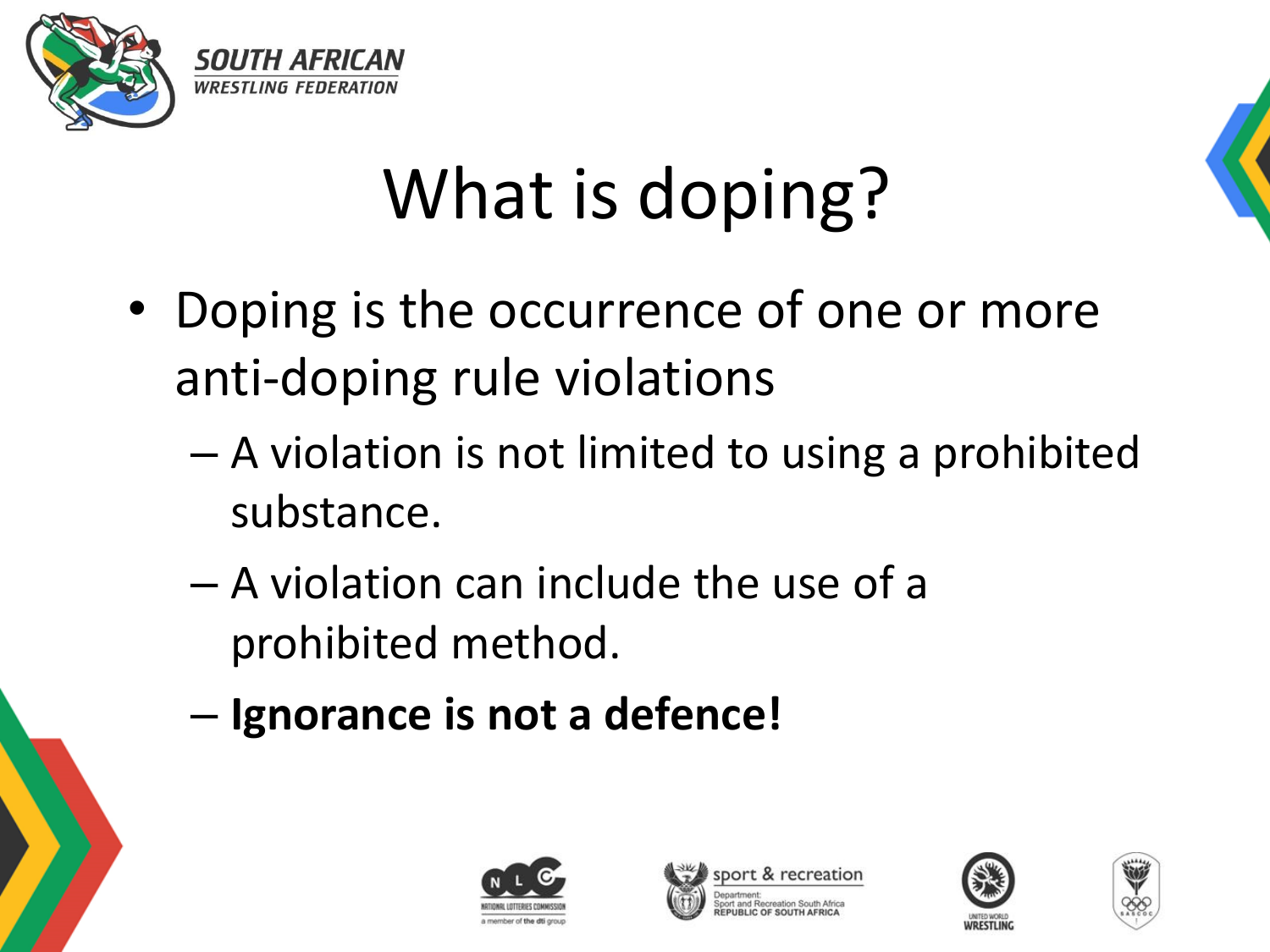# What is doping?

- Doping is the occurrence of one or more anti-doping rule violations
  - A violation is not limited to using a prohibited substance.
  - A violation can include the use of a prohibited method.
  - **Ignorance is not a defence!**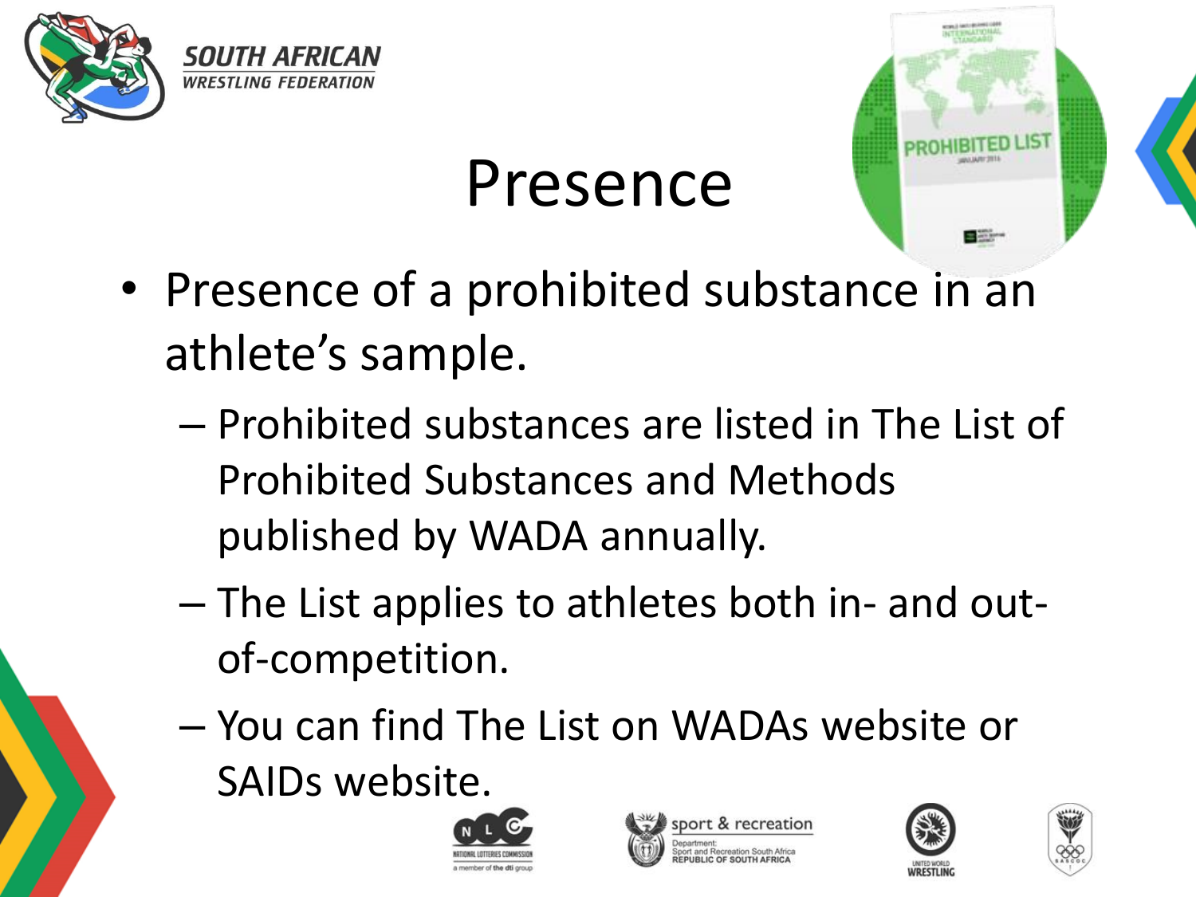# Presence

- Presence of a prohibited substance in an athlete's sample.
  - Prohibited substances are listed in The List of Prohibited Substances and Methods published by WADA annually.
  - The List applies to athletes both in- and out-of-competition.
  - You can find The List on WADAs website or SAIDs website.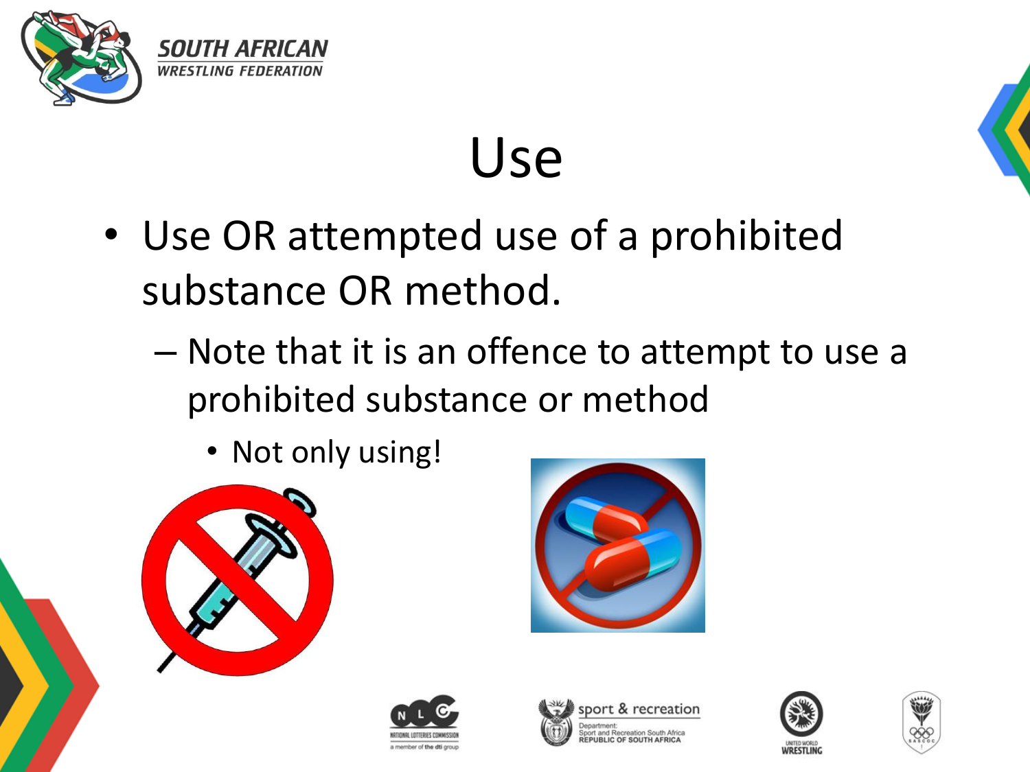# Use

- Use OR attempted use of a prohibited substance OR method.
  - Note that it is an offence to attempt to use a prohibited substance or method
    - Not only using!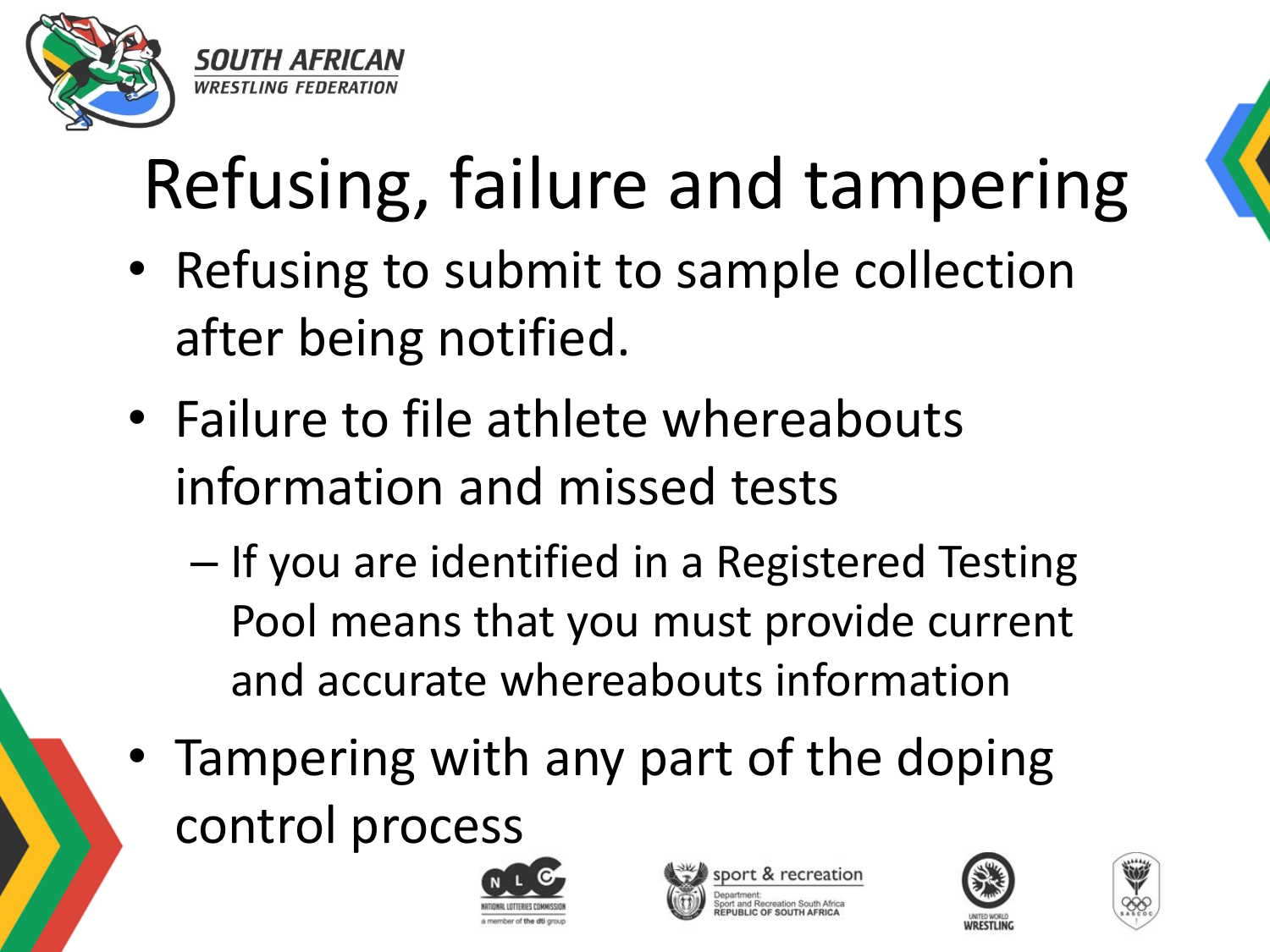# Refusing, failure and tampering

- Refusing to submit to sample collection after being notified.
- Failure to file athlete whereabouts information and missed tests
  - If you are identified in a Registered Testing Pool means that you must provide current and accurate whereabouts information
- Tampering with any part of the doping control process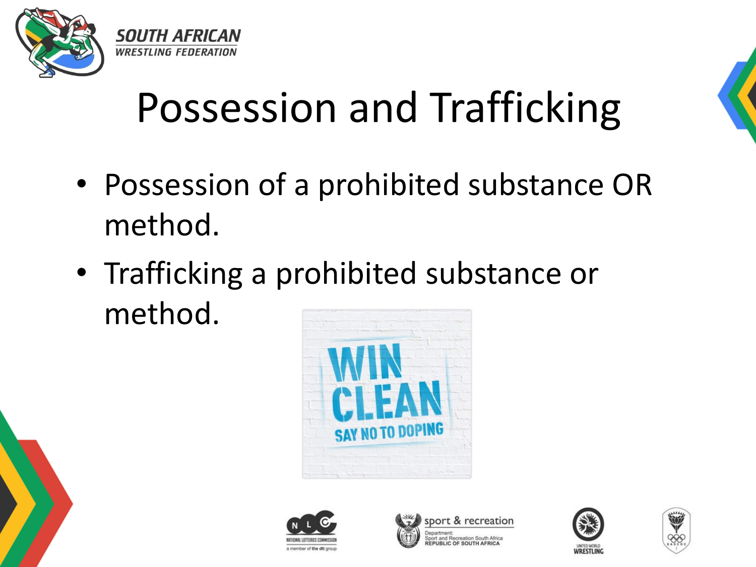# Possession and Trafficking

- Possession of a prohibited substance OR method.
- Trafficking a prohibited substance or method.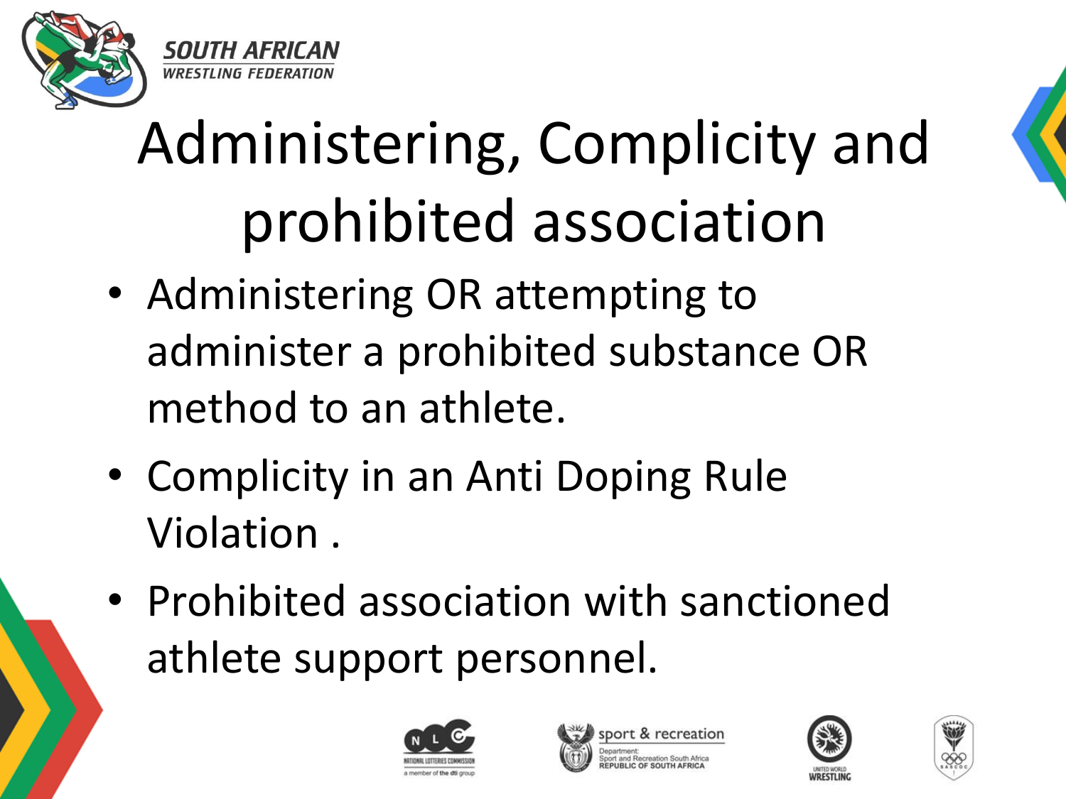# Administering, Complicity and prohibited association

- Administering OR attempting to administer a prohibited substance OR method to an athlete.
- Complicity in an Anti Doping Rule Violation .
- Prohibited association with sanctioned athlete support personnel.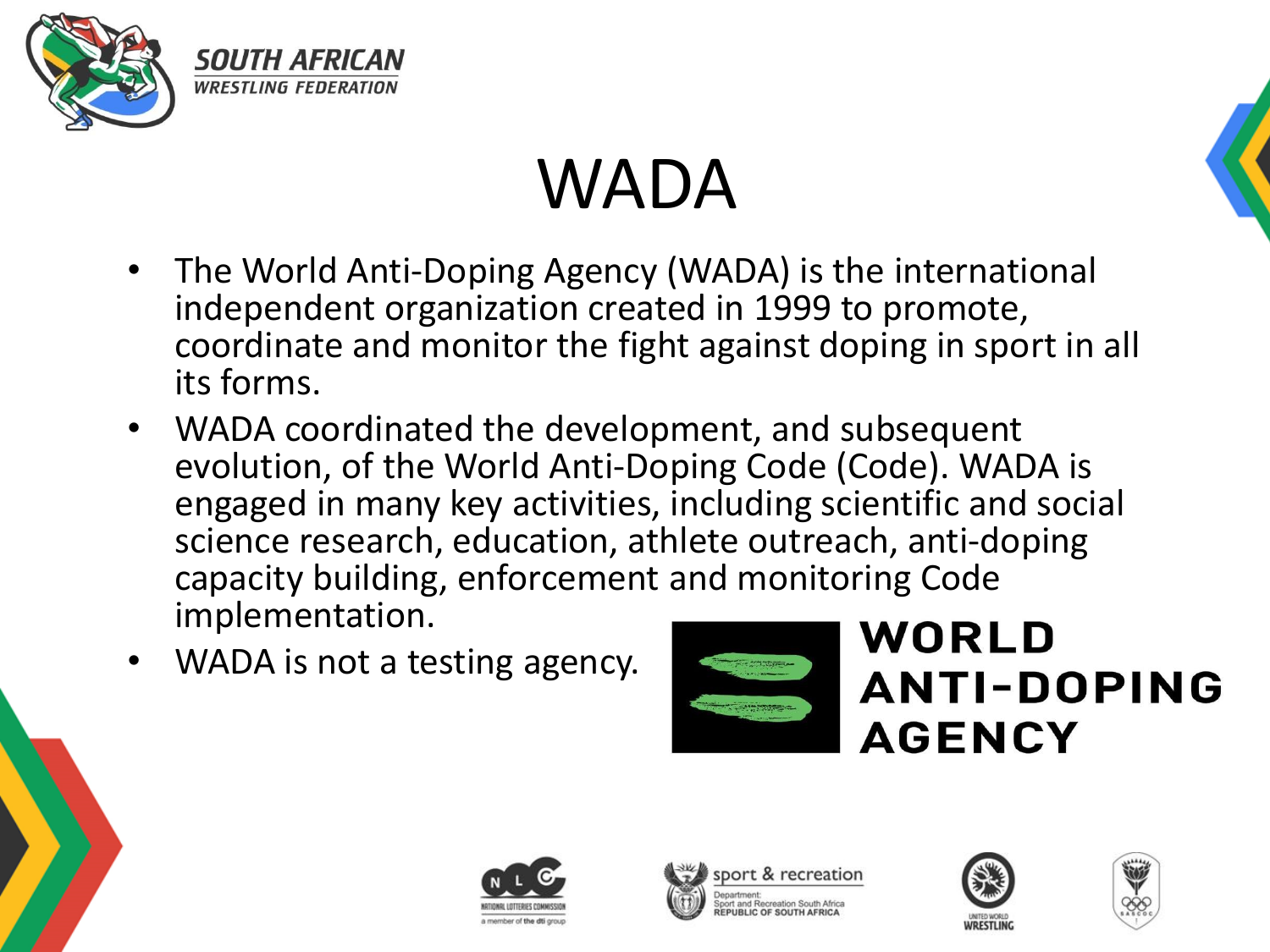# WADA

- The World Anti-Doping Agency (WADA) is the international independent organization created in 1999 to promote, coordinate and monitor the fight against doping in sport in all its forms.
- WADA coordinated the development, and subsequent evolution, of the World Anti-Doping Code (Code). WADA is engaged in many key activities, including scientific and social science research, education, athlete outreach, anti-doping capacity building, enforcement and monitoring Code implementation.
- WADA is not a testing agency.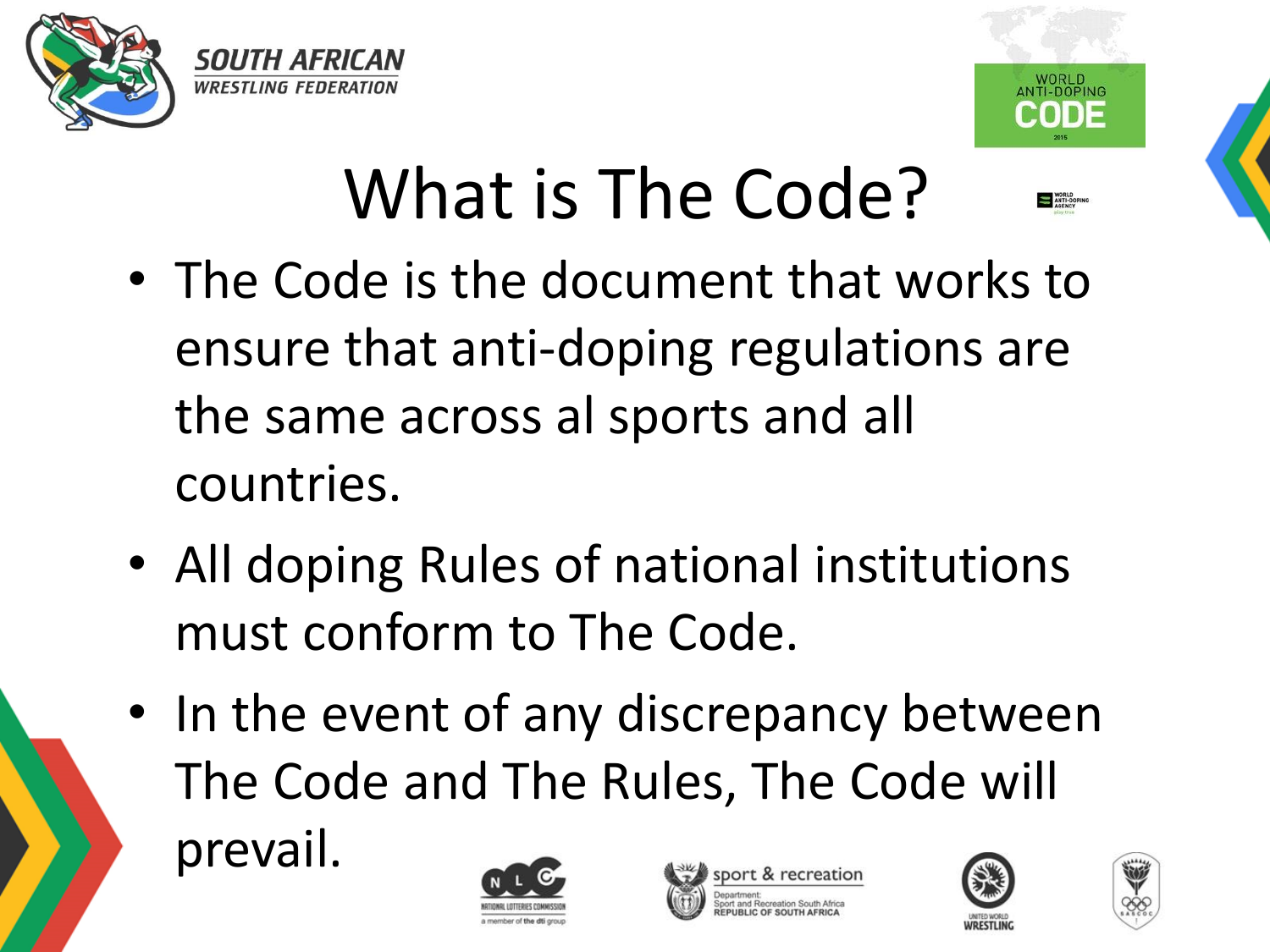# What is The Code?

- The Code is the document that works to ensure that anti-doping regulations are the same across al sports and all countries.
- All doping Rules of national institutions must conform to The Code.
- In the event of any discrepancy between The Code and The Rules, The Code will prevail.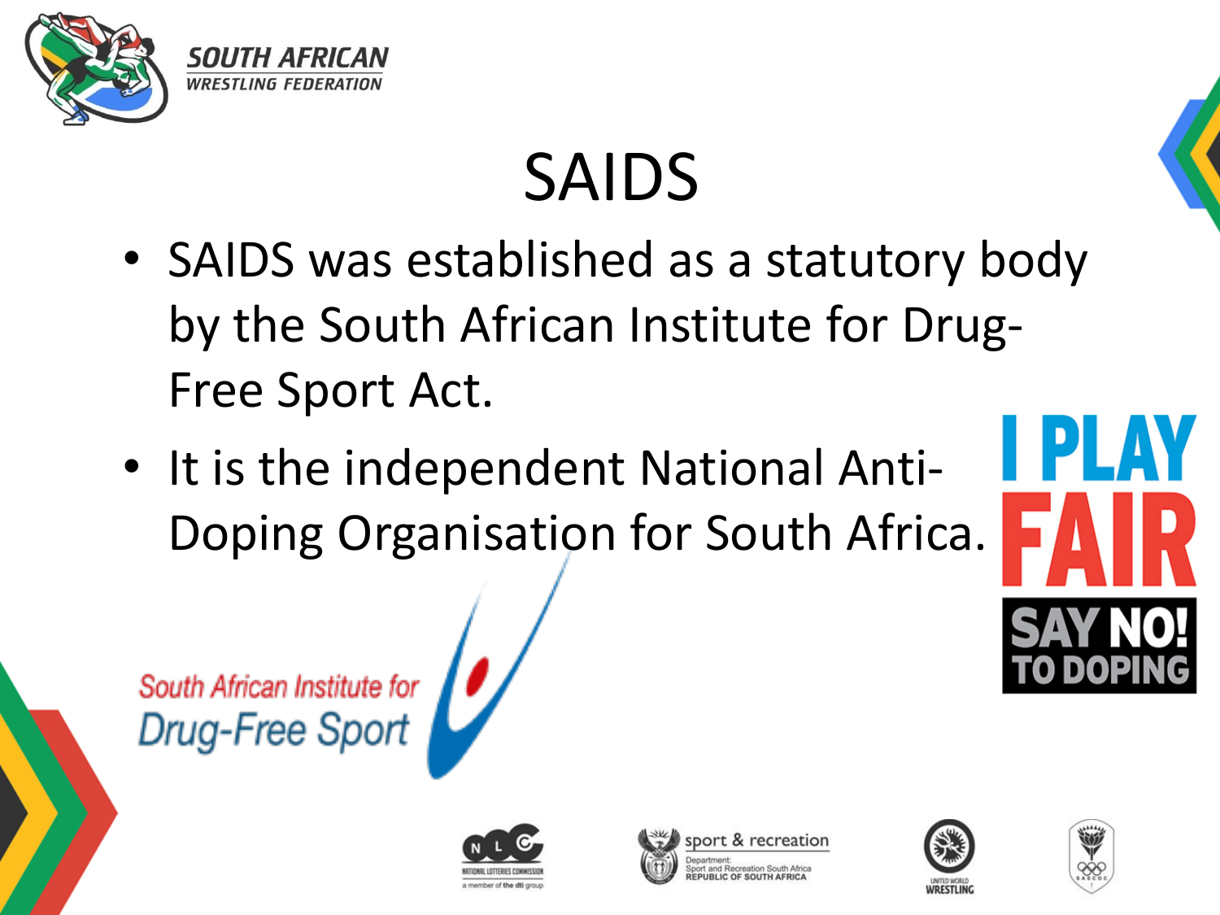# SAIDS

- SAIDS was established as a statutory body by the South African Institute for Drug-Free Sport Act.
- It is the independent National Anti-Doping Organisation for South Africa.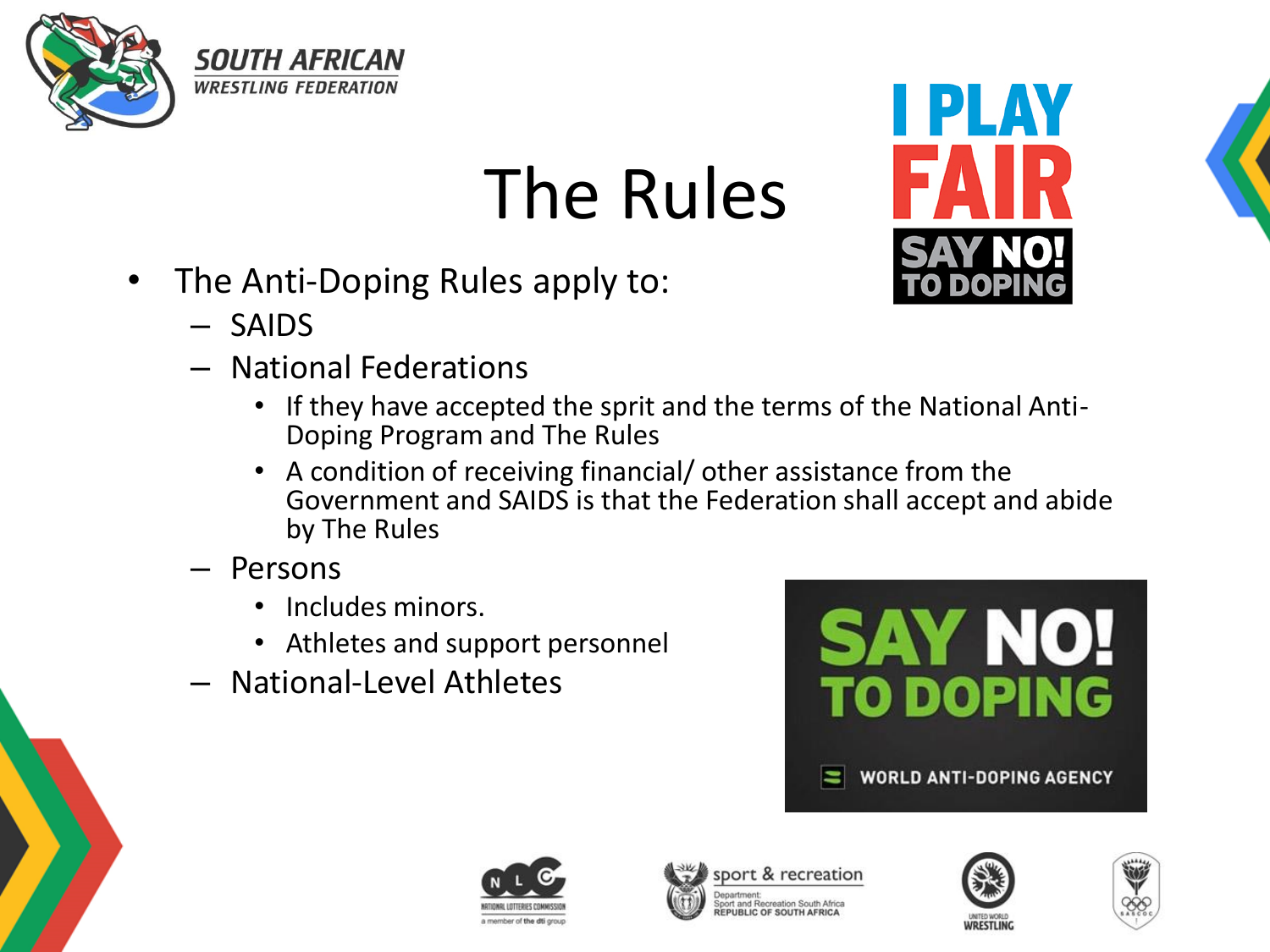# The Rules

- The Anti-Doping Rules apply to:
  - SAIDS
  - National Federations
    - If they have accepted the sprit and the terms of the National Anti-Doping Program and The Rules
    - A condition of receiving financial/ other assistance from the Government and SAIDS is that the Federation shall accept and abide by The Rules
  - Persons
    - Includes minors.
    - Athletes and support personnel
  - National-Level Athletes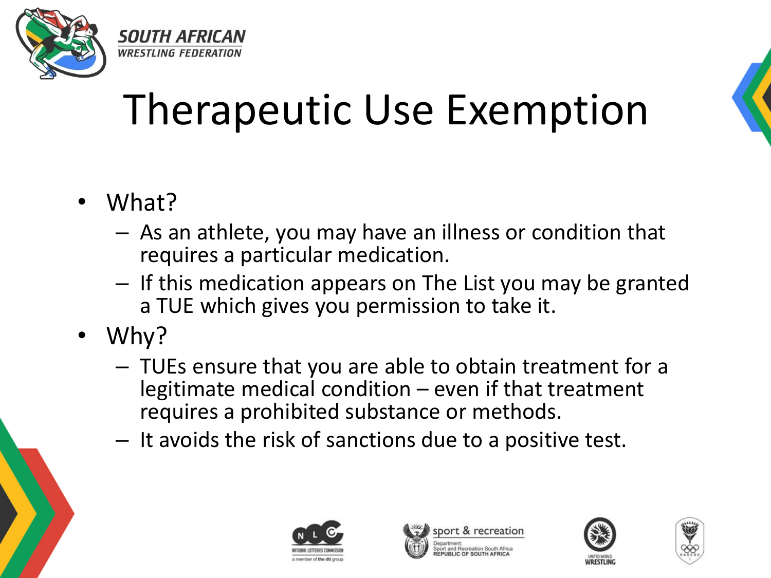# Therapeutic Use Exemption

- What?
  - As an athlete, you may have an illness or condition that requires a particular medication.
  - If this medication appears on The List you may be granted a TUE which gives you permission to take it.
- Why?
  - TUEs ensure that you are able to obtain treatment for a legitimate medical condition – even if that treatment requires a prohibited substance or methods.
  - It avoids the risk of sanctions due to a positive test.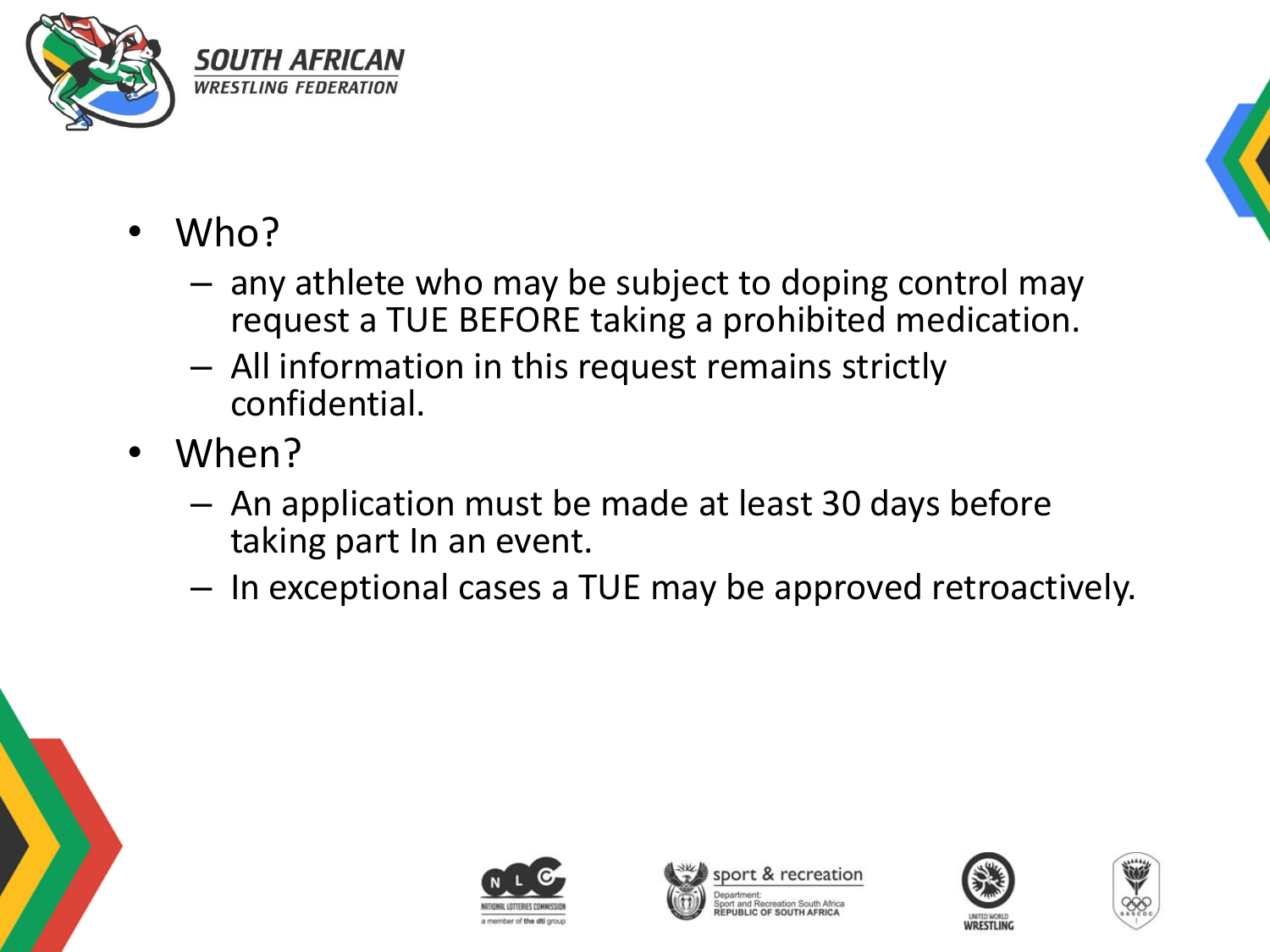- Who?
  - any athlete who may be subject to doping control may request a TUE BEFORE taking a prohibited medication.
  - All information in this request remains strictly confidential.
- When?
  - An application must be made at least 30 days before taking part In an event.
  - In exceptional cases a TUE may be approved retroactively.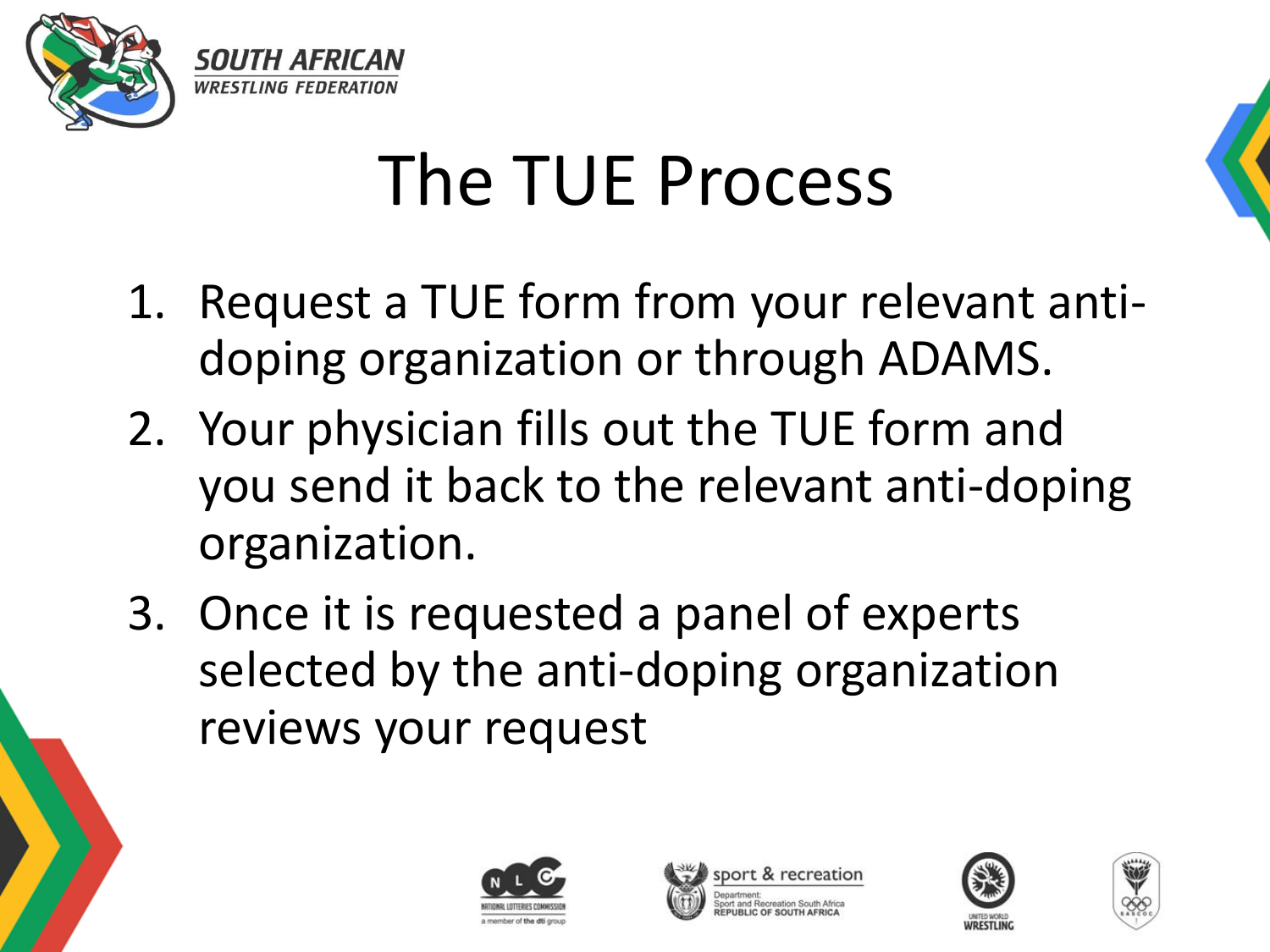# The TUE Process

1. Request a TUE form from your relevant anti-doping organization or through ADAMS.
2. Your physician fills out the TUE form and you send it back to the relevant anti-doping organization.
3. Once it is requested a panel of experts selected by the anti-doping organization reviews your request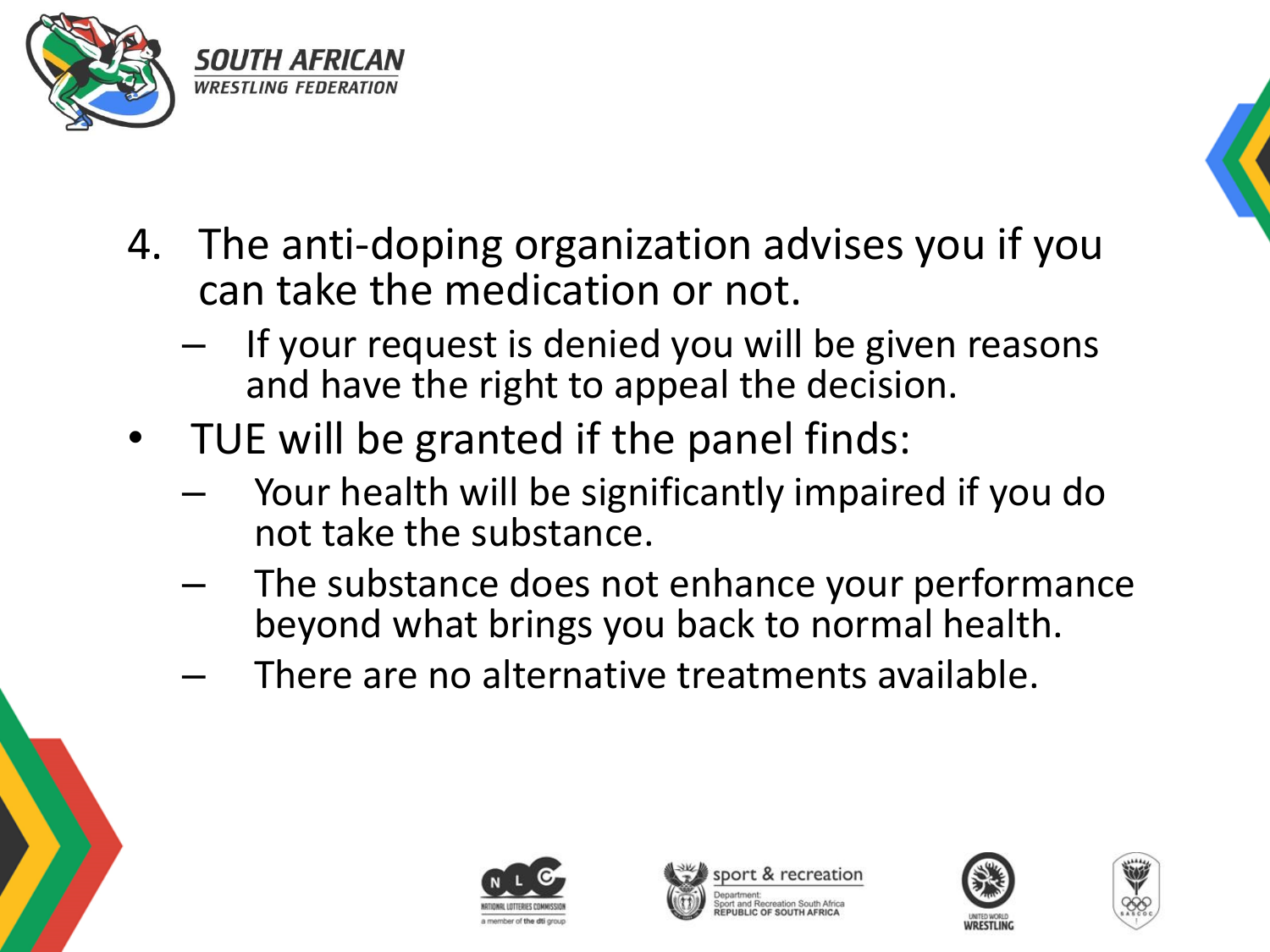4. The anti-doping organization advises you if you can take the medication or not.
   - If your request is denied you will be given reasons and have the right to appeal the decision.

- TUE will be granted if the panel finds:
  - Your health will be significantly impaired if you do not take the substance.
  - The substance does not enhance your performance beyond what brings you back to normal health.
  - There are no alternative treatments available.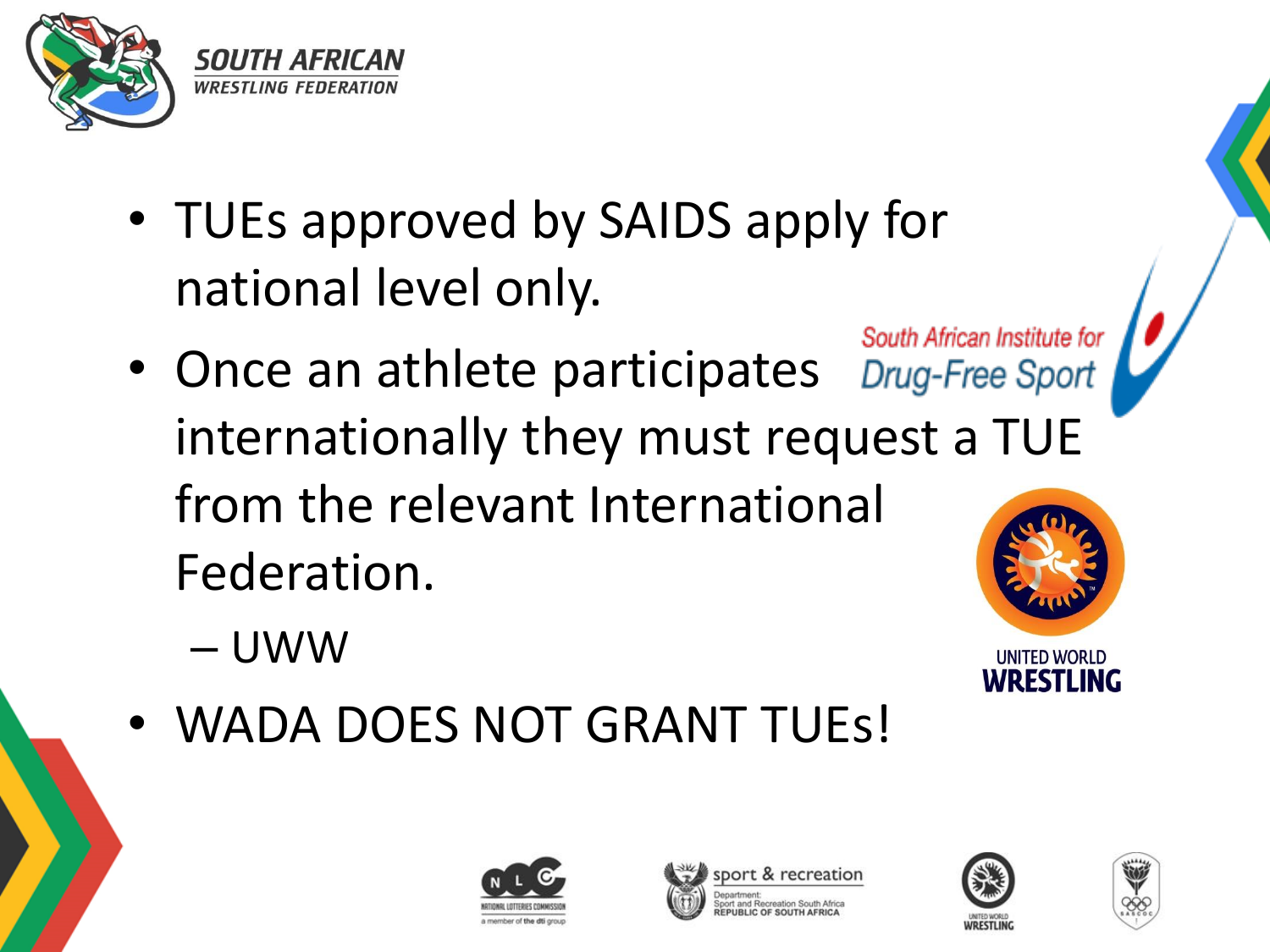- TUEs approved by SAIDS apply for national level only.
- Once an athlete participates internationally they must request a TUE from the relevant International Federation.
  - UWW
- WADA DOES NOT GRANT TUEs!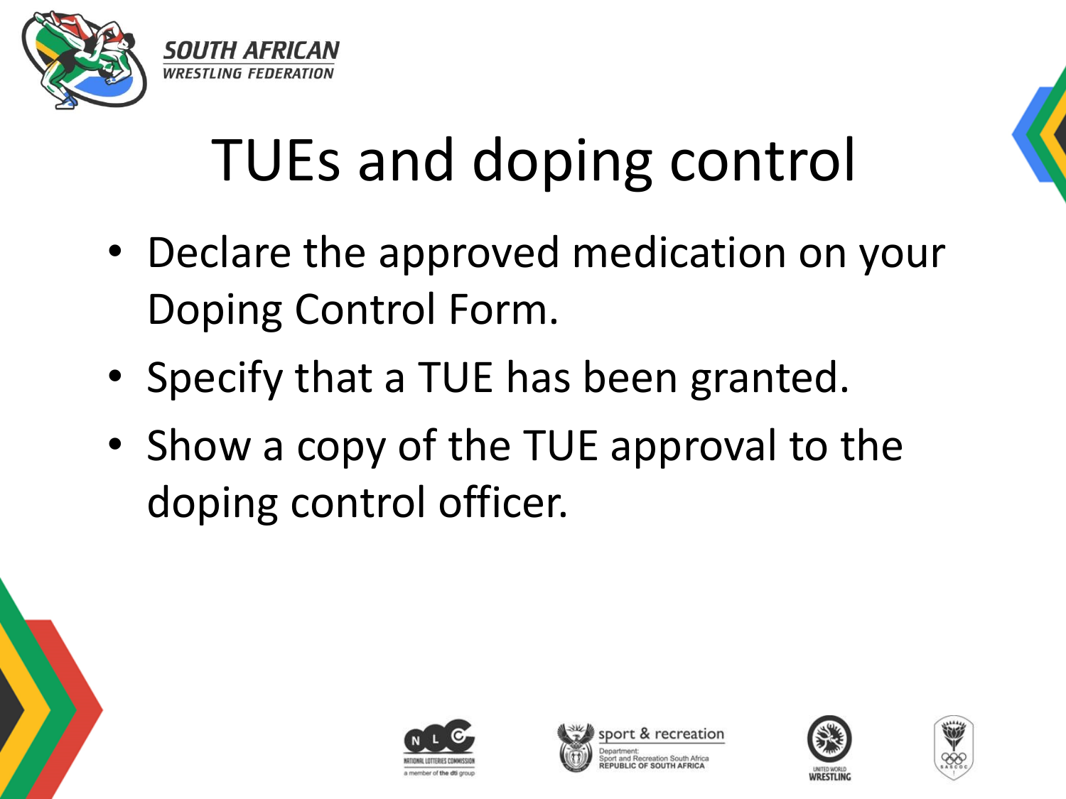# TUEs and doping control

- Declare the approved medication on your Doping Control Form.
- Specify that a TUE has been granted.
- Show a copy of the TUE approval to the doping control officer.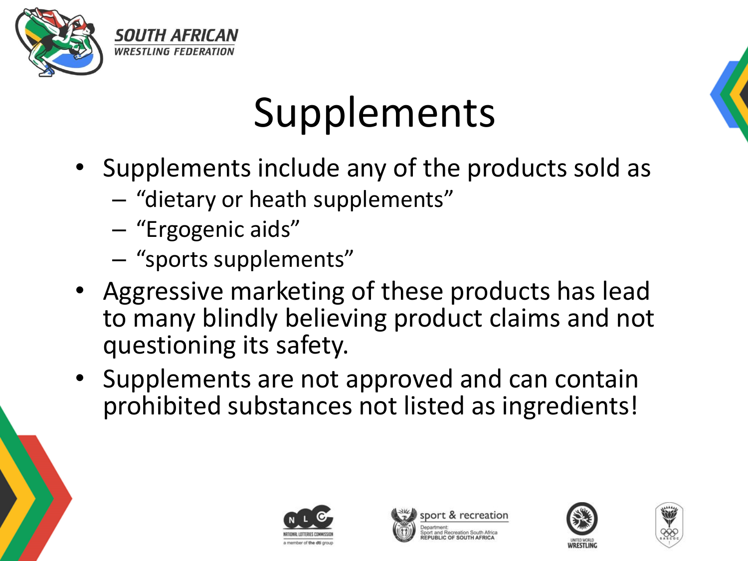# Supplements

- Supplements include any of the products sold as
  - "dietary or heath supplements"
  - "Ergogenic aids"
  - "sports supplements"
- Aggressive marketing of these products has lead to many blindly believing product claims and not questioning its safety.
- Supplements are not approved and can contain prohibited substances not listed as ingredients!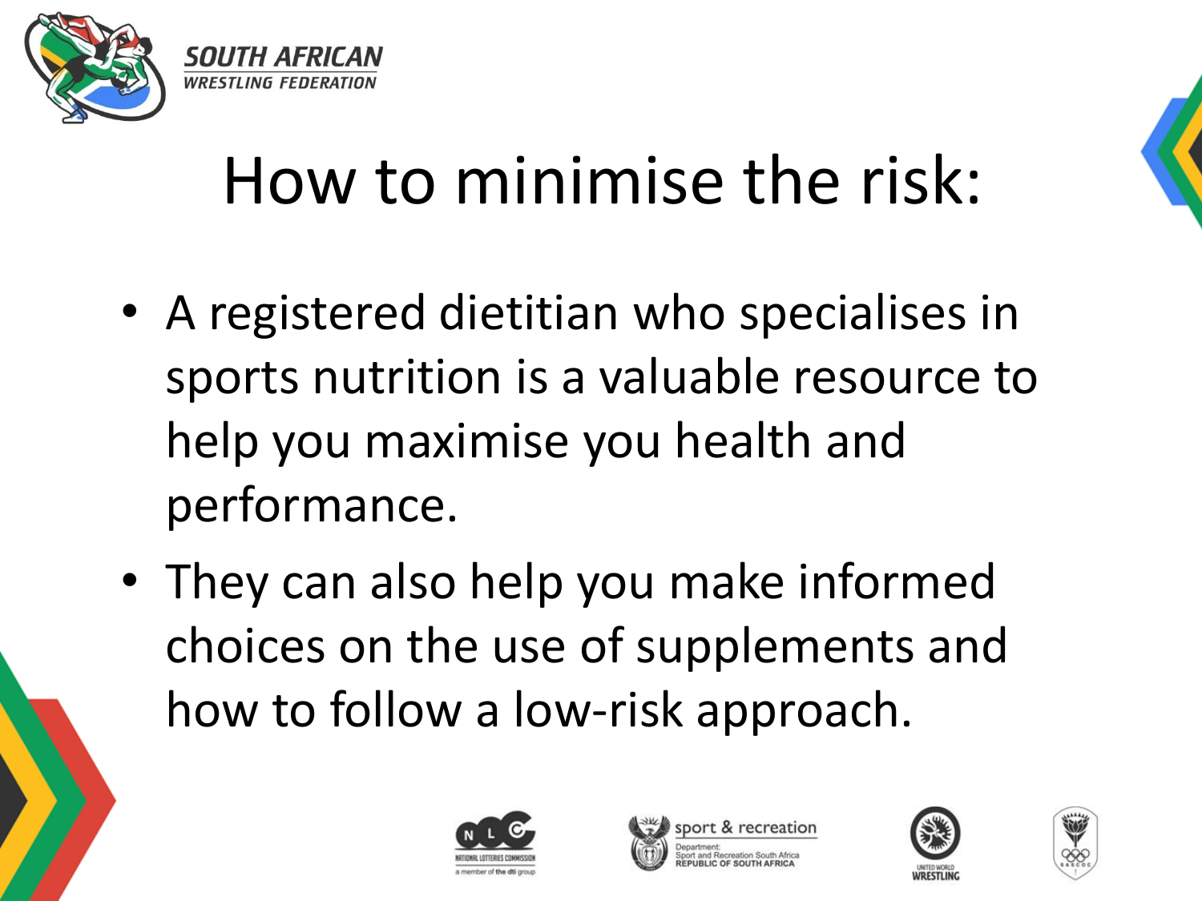# How to minimise the risk:

- A registered dietitian who specialises in sports nutrition is a valuable resource to help you maximise you health and performance.
- They can also help you make informed choices on the use of supplements and how to follow a low-risk approach.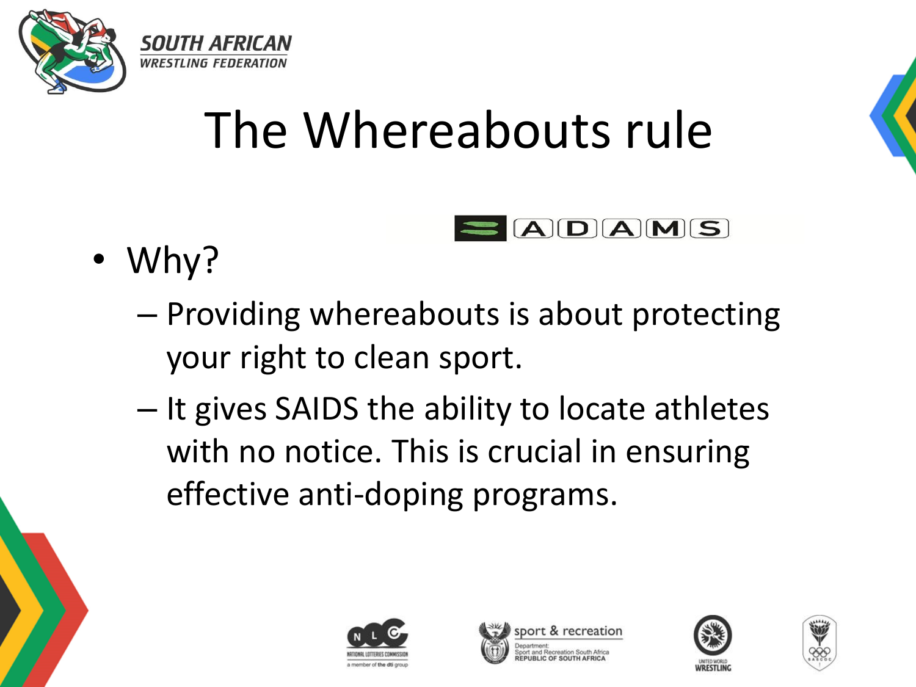# The Whereabouts rule

- Why?
  - Providing whereabouts is about protecting your right to clean sport.
  - It gives SAIDS the ability to locate athletes with no notice. This is crucial in ensuring effective anti-doping programs.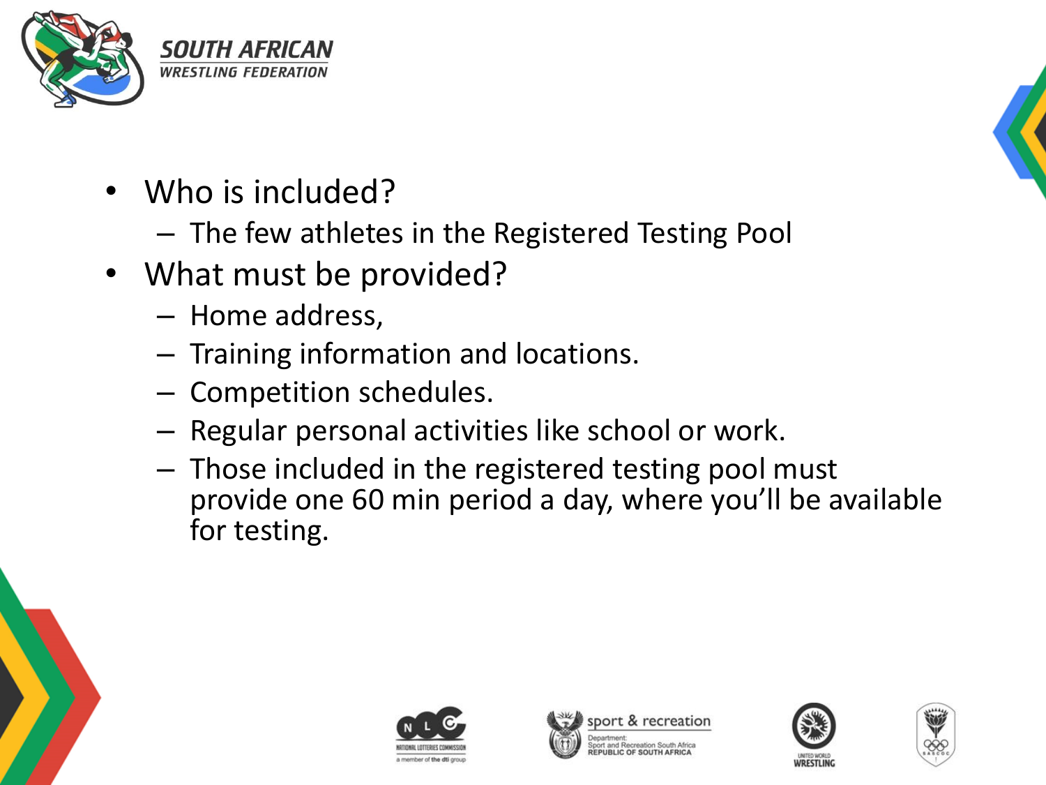- Who is included?
  - The few athletes in the Registered Testing Pool
- What must be provided?
  - Home address,
  - Training information and locations.
  - Competition schedules.
  - Regular personal activities like school or work.
  - Those included in the registered testing pool must provide one 60 min period a day, where you'll be available for testing.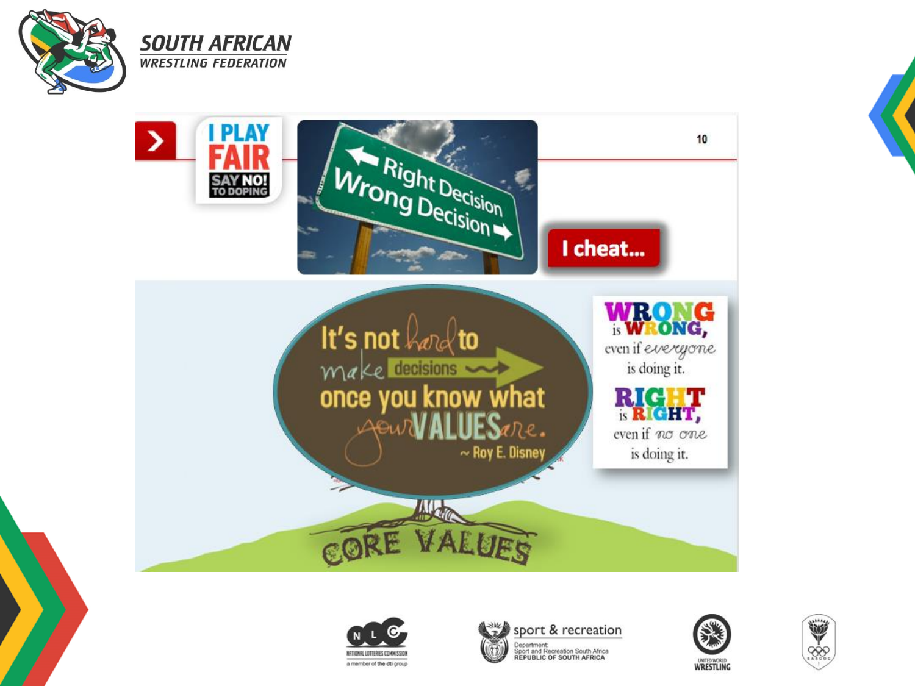I PLAY FAIR

SAY NO! TO DOPING

← Right Decision

Wrong Decision →

I cheat...

It's not hard to make decisions once you know what your VALUES are.

~ Roy E. Disney

CORE VALUES

WRONG is WRONG, even if everyone is doing it.

RIGHT is RIGHT, even if no one is doing it.